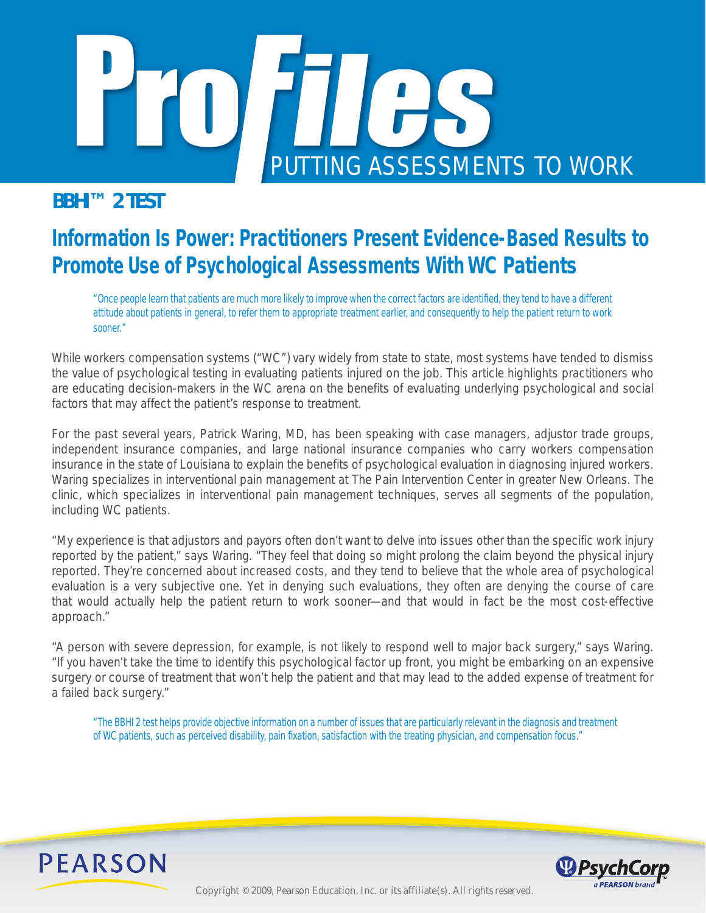# ProFiles PUTTING ASSESSMENTS TO WORK

**BBHI™ 2 TEST**

## Information Is Power: Practitioners Present Evidence-Based Results to Promote Use of Psychological Assessments With WC Patients

> "Once people learn that patients are much more likely to improve when the correct factors are identified, they tend to have a different attitude about patients in general, to refer them to appropriate treatment earlier, and consequently to help the patient return to work sooner."

While workers compensation systems ("WC") vary widely from state to state, most systems have tended to dismiss the value of psychological testing in evaluating patients injured on the job. This article highlights practitioners who are educating decision-makers in the WC arena on the benefits of evaluating underlying psychological and social factors that may affect the patient's response to treatment.

For the past several years, Patrick Waring, MD, has been speaking with case managers, adjustor trade groups, independent insurance companies, and large national insurance companies who carry workers compensation insurance in the state of Louisiana to explain the benefits of psychological evaluation in diagnosing injured workers. Waring specializes in interventional pain management at The Pain Intervention Center in greater New Orleans. The clinic, which specializes in interventional pain management techniques, serves all segments of the population, including WC patients.

"My experience is that adjustors and payors often don't want to delve into issues other than the specific work injury reported by the patient," says Waring. "They feel that doing so might prolong the claim beyond the physical injury reported. They're concerned about increased costs, and they tend to believe that the whole area of psychological evaluation is a very subjective one. Yet in denying such evaluations, they often are denying the course of care that would actually help the patient return to work sooner—and that would in fact be the most cost-effective approach."

"A person with severe depression, for example, is not likely to respond well to major back surgery," says Waring. "If you haven't take the time to identify this psychological factor up front, you might be embarking on an expensive surgery or course of treatment that won't help the patient and that may lead to the added expense of treatment for a failed back surgery."

> "The BBHI 2 test helps provide objective information on a number of issues that are particularly relevant in the diagnosis and treatment of WC patients, such as perceived disability, pain fixation, satisfaction with the treating physician, and compensation focus."

PEARSON

PsychCorp a PEARSON brand

Copyright © 2009, Pearson Education, Inc. or its affiliate(s). All rights reserved.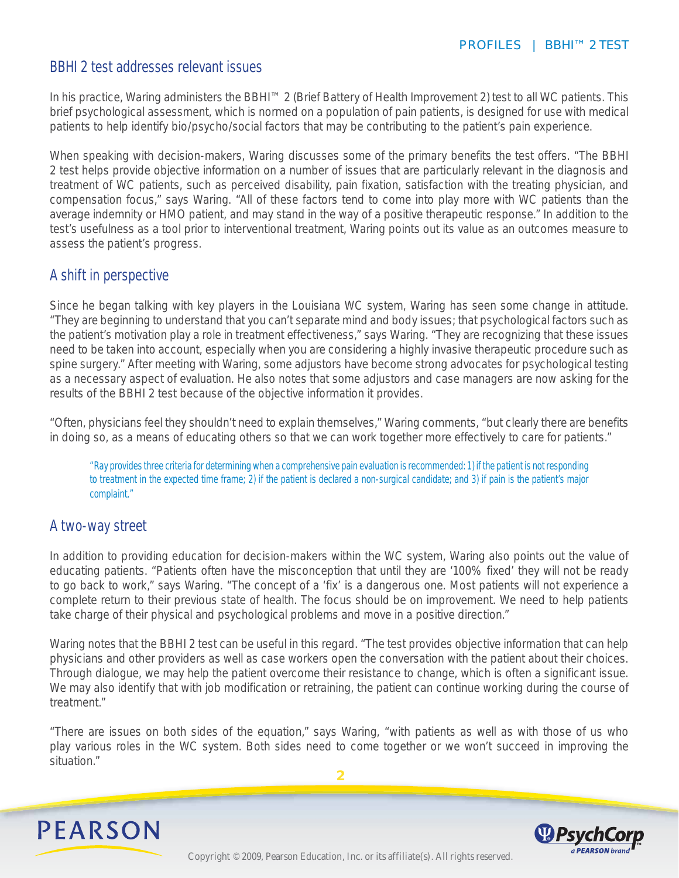## BBHI 2 test addresses relevant issues

In his practice, Waring administers the BBHI™ 2 (Brief Battery of Health Improvement 2) test to all WC patients. This brief psychological assessment, which is normed on a population of pain patients, is designed for use with medical patients to help identify bio/psycho/social factors that may be contributing to the patient's pain experience.

When speaking with decision-makers, Waring discusses some of the primary benefits the test offers. "The BBHI 2 test helps provide objective information on a number of issues that are particularly relevant in the diagnosis and treatment of WC patients, such as perceived disability, pain fixation, satisfaction with the treating physician, and compensation focus," says Waring. "All of these factors tend to come into play more with WC patients than the average indemnity or HMO patient, and may stand in the way of a positive therapeutic response." In addition to the test's usefulness as a tool prior to interventional treatment, Waring points out its value as an outcomes measure to assess the patient's progress.

## A shift in perspective

Since he began talking with key players in the Louisiana WC system, Waring has seen some change in attitude. "They are beginning to understand that you can't separate mind and body issues; that psychological factors such as the patient's motivation play a role in treatment effectiveness," says Waring. "They are recognizing that these issues need to be taken into account, especially when you are considering a highly invasive therapeutic procedure such as spine surgery." After meeting with Waring, some adjustors have become strong advocates for psychological testing as a necessary aspect of evaluation. He also notes that some adjustors and case managers are now asking for the results of the BBHI 2 test because of the objective information it provides.

"Often, physicians feel they shouldn't need to explain themselves," Waring comments, "but clearly there are benefits in doing so, as a means of educating others so that we can work together more effectively to care for patients."

> "Ray provides three criteria for determining when a comprehensive pain evaluation is recommended: 1) if the patient is not responding to treatment in the expected time frame; 2) if the patient is declared a non-surgical candidate; and 3) if pain is the patient's major complaint."

## A two-way street

In addition to providing education for decision-makers within the WC system, Waring also points out the value of educating patients. "Patients often have the misconception that until they are '100% fixed' they will not be ready to go back to work," says Waring. "The concept of a 'fix' is a dangerous one. Most patients will not experience a complete return to their previous state of health. The focus should be on improvement. We need to help patients take charge of their physical and psychological problems and move in a positive direction."

Waring notes that the BBHI 2 test can be useful in this regard. "The test provides objective information that can help physicians and other providers as well as case workers open the conversation with the patient about their choices. Through dialogue, we may help the patient overcome their resistance to change, which is often a significant issue. We may also identify that with job modification or retraining, the patient can continue working during the course of treatment."

"There are issues on both sides of the equation," says Waring, "with patients as well as with those of us who play various roles in the WC system. Both sides need to come together or we won't succeed in improving the situation."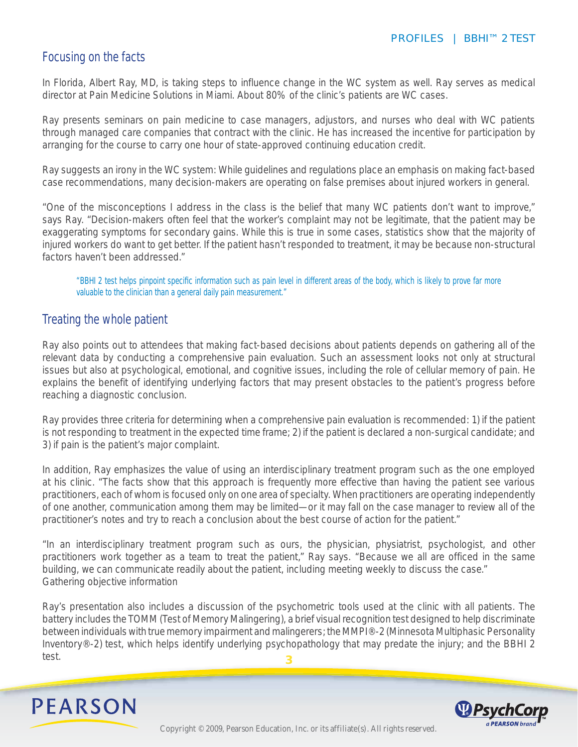## Focusing on the facts

In Florida, Albert Ray, MD, is taking steps to influence change in the WC system as well. Ray serves as medical director at Pain Medicine Solutions in Miami. About 80% of the clinic's patients are WC cases.

Ray presents seminars on pain medicine to case managers, adjustors, and nurses who deal with WC patients through managed care companies that contract with the clinic. He has increased the incentive for participation by arranging for the course to carry one hour of state-approved continuing education credit.

Ray suggests an irony in the WC system: While guidelines and regulations place an emphasis on making fact-based case recommendations, many decision-makers are operating on false premises about injured workers in general.

"One of the misconceptions I address in the class is the belief that many WC patients don't want to improve," says Ray. "Decision-makers often feel that the worker's complaint may not be legitimate, that the patient may be exaggerating symptoms for secondary gains. While this is true in some cases, statistics show that the majority of injured workers do want to get better. If the patient hasn't responded to treatment, it may be because non-structural factors haven't been addressed."

> "BBHI 2 test helps pinpoint specific information such as pain level in different areas of the body, which is likely to prove far more valuable to the clinician than a general daily pain measurement."

## Treating the whole patient

Ray also points out to attendees that making fact-based decisions about patients depends on gathering all of the relevant data by conducting a comprehensive pain evaluation. Such an assessment looks not only at structural issues but also at psychological, emotional, and cognitive issues, including the role of cellular memory of pain. He explains the benefit of identifying underlying factors that may present obstacles to the patient's progress before reaching a diagnostic conclusion.

Ray provides three criteria for determining when a comprehensive pain evaluation is recommended: 1) if the patient is not responding to treatment in the expected time frame; 2) if the patient is declared a non-surgical candidate; and 3) if pain is the patient's major complaint.

In addition, Ray emphasizes the value of using an interdisciplinary treatment program such as the one employed at his clinic. "The facts show that this approach is frequently more effective than having the patient see various practitioners, each of whom is focused only on one area of specialty. When practitioners are operating independently of one another, communication among them may be limited—or it may fall on the case manager to review all of the practitioner's notes and try to reach a conclusion about the best course of action for the patient."

"In an interdisciplinary treatment program such as ours, the physician, physiatrist, psychologist, and other practitioners work together as a team to treat the patient," Ray says. "Because we all are officed in the same building, we can communicate readily about the patient, including meeting weekly to discuss the case."

Gathering objective information

Ray's presentation also includes a discussion of the psychometric tools used at the clinic with all patients. The battery includes the TOMM (Test of Memory Malingering), a brief visual recognition test designed to help discriminate between individuals with true memory impairment and malingerers; the MMPI®-2 (Minnesota Multiphasic Personality Inventory®-2) test, which helps identify underlying psychopathology that may predate the injury; and the BBHI 2 test.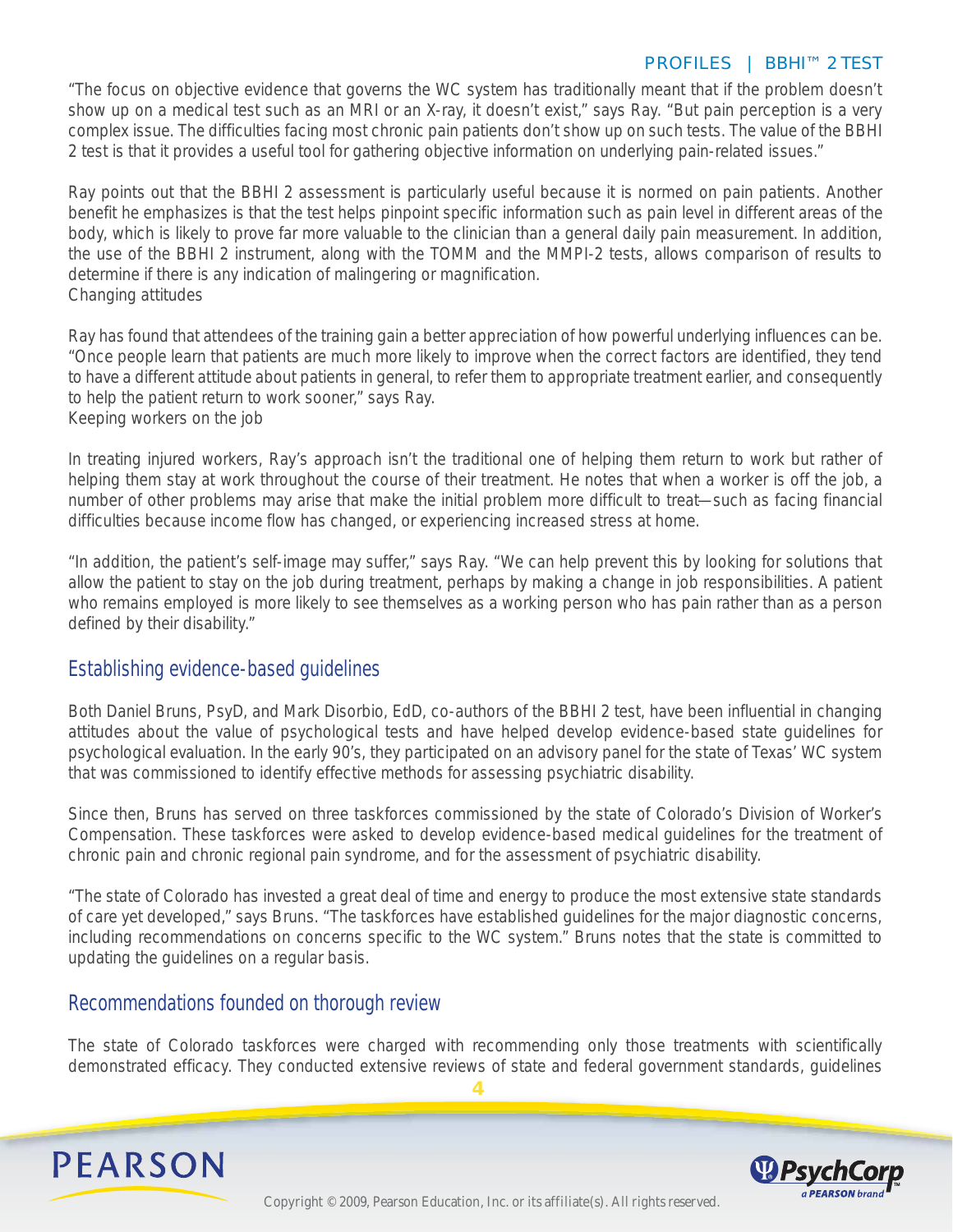"The focus on objective evidence that governs the WC system has traditionally meant that if the problem doesn't show up on a medical test such as an MRI or an X-ray, it doesn't exist," says Ray. "But pain perception is a very complex issue. The difficulties facing most chronic pain patients don't show up on such tests. The value of the BBHI 2 test is that it provides a useful tool for gathering objective information on underlying pain-related issues."

Ray points out that the BBHI 2 assessment is particularly useful because it is normed on pain patients. Another benefit he emphasizes is that the test helps pinpoint specific information such as pain level in different areas of the body, which is likely to prove far more valuable to the clinician than a general daily pain measurement. In addition, the use of the BBHI 2 instrument, along with the TOMM and the MMPI-2 tests, allows comparison of results to determine if there is any indication of malingering or magnification.

Changing attitudes

Ray has found that attendees of the training gain a better appreciation of how powerful underlying influences can be. "Once people learn that patients are much more likely to improve when the correct factors are identified, they tend to have a different attitude about patients in general, to refer them to appropriate treatment earlier, and consequently to help the patient return to work sooner," says Ray.

Keeping workers on the job

In treating injured workers, Ray's approach isn't the traditional one of helping them return to work but rather of helping them stay at work throughout the course of their treatment. He notes that when a worker is off the job, a number of other problems may arise that make the initial problem more difficult to treat—such as facing financial difficulties because income flow has changed, or experiencing increased stress at home.

"In addition, the patient's self-image may suffer," says Ray. "We can help prevent this by looking for solutions that allow the patient to stay on the job during treatment, perhaps by making a change in job responsibilities. A patient who remains employed is more likely to see themselves as a working person who has pain rather than as a person defined by their disability."

## Establishing evidence-based guidelines

Both Daniel Bruns, PsyD, and Mark Disorbio, EdD, co-authors of the BBHI 2 test, have been influential in changing attitudes about the value of psychological tests and have helped develop evidence-based state guidelines for psychological evaluation. In the early 90's, they participated on an advisory panel for the state of Texas' WC system that was commissioned to identify effective methods for assessing psychiatric disability.

Since then, Bruns has served on three taskforces commissioned by the state of Colorado's Division of Worker's Compensation. These taskforces were asked to develop evidence-based medical guidelines for the treatment of chronic pain and chronic regional pain syndrome, and for the assessment of psychiatric disability.

"The state of Colorado has invested a great deal of time and energy to produce the most extensive state standards of care yet developed," says Bruns. "The taskforces have established guidelines for the major diagnostic concerns, including recommendations on concerns specific to the WC system." Bruns notes that the state is committed to updating the guidelines on a regular basis.

## Recommendations founded on thorough review

The state of Colorado taskforces were charged with recommending only those treatments with scientifically demonstrated efficacy. They conducted extensive reviews of state and federal government standards, guidelines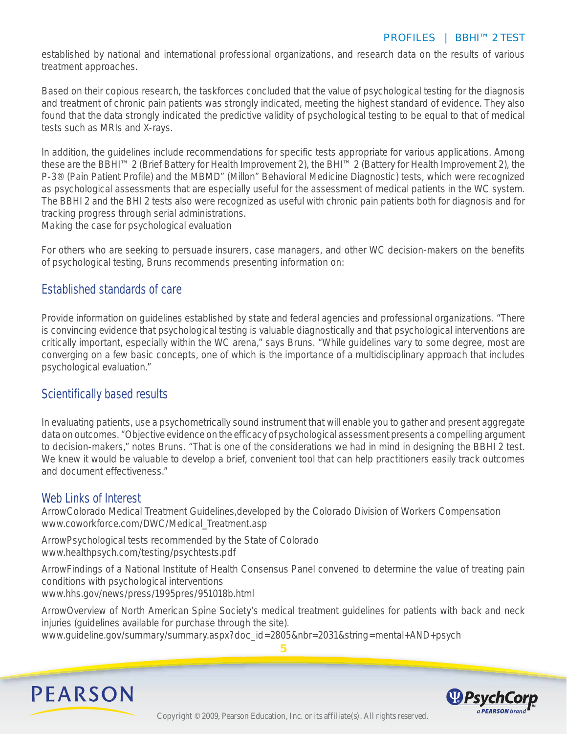established by national and international professional organizations, and research data on the results of various treatment approaches.

Based on their copious research, the taskforces concluded that the value of psychological testing for the diagnosis and treatment of chronic pain patients was strongly indicated, meeting the highest standard of evidence. They also found that the data strongly indicated the predictive validity of psychological testing to be equal to that of medical tests such as MRIs and X-rays.

In addition, the guidelines include recommendations for specific tests appropriate for various applications. Among these are the BBHI™ 2 (Brief Battery for Health Improvement 2), the BHI™ 2 (Battery for Health Improvement 2), the P-3® (Pain Patient Profile) and the MBMD" (Millon" Behavioral Medicine Diagnostic) tests, which were recognized as psychological assessments that are especially useful for the assessment of medical patients in the WC system. The BBHI 2 and the BHI 2 tests also were recognized as useful with chronic pain patients both for diagnosis and for tracking progress through serial administrations.

Making the case for psychological evaluation

For others who are seeking to persuade insurers, case managers, and other WC decision-makers on the benefits of psychological testing, Bruns recommends presenting information on:

## Established standards of care

Provide information on guidelines established by state and federal agencies and professional organizations. "There is convincing evidence that psychological testing is valuable diagnostically and that psychological interventions are critically important, especially within the WC arena," says Bruns. "While guidelines vary to some degree, most are converging on a few basic concepts, one of which is the importance of a multidisciplinary approach that includes psychological evaluation."

## Scientifically based results

In evaluating patients, use a psychometrically sound instrument that will enable you to gather and present aggregate data on outcomes. "Objective evidence on the efficacy of psychological assessment presents a compelling argument to decision-makers," notes Bruns. "That is one of the considerations we had in mind in designing the BBHI 2 test. We knew it would be valuable to develop a brief, convenient tool that can help practitioners easily track outcomes and document effectiveness."

## Web Links of Interest

ArrowColorado Medical Treatment Guidelines,developed by the Colorado Division of Workers Compensation
www.coworkforce.com/DWC/Medical_Treatment.asp

ArrowPsychological tests recommended by the State of Colorado
www.healthpsych.com/testing/psychtests.pdf

ArrowFindings of a National Institute of Health Consensus Panel convened to determine the value of treating pain conditions with psychological interventions
www.hhs.gov/news/press/1995pres/951018b.html

ArrowOverview of North American Spine Society's medical treatment guidelines for patients with back and neck injuries (guidelines available for purchase through the site).
www.guideline.gov/summary/summary.aspx?doc_id=2805&nbr=2031&string=mental+AND+psych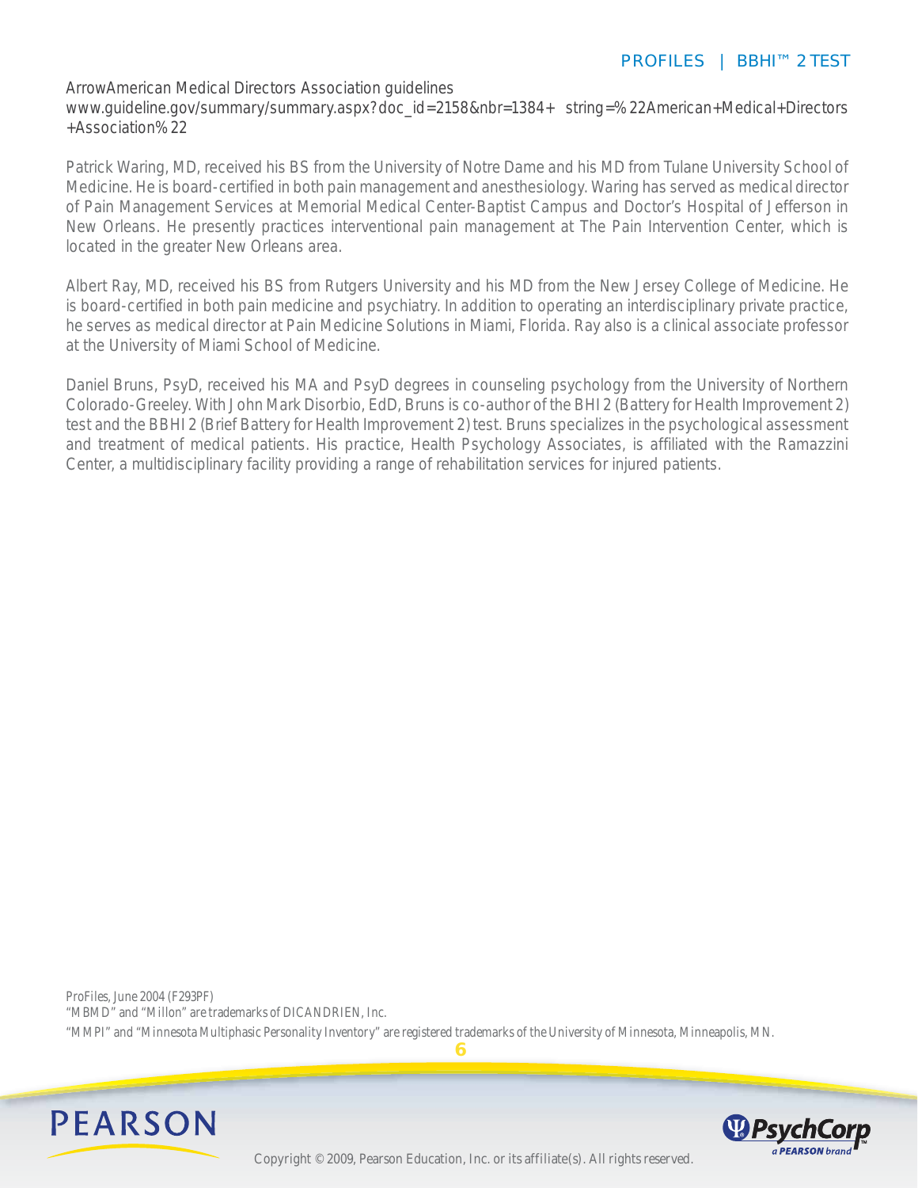ArrowAmerican Medical Directors Association guidelines
www.guideline.gov/summary/summary.aspx?doc_id=2158&nbr=1384+ string=%22American+Medical+Directors+Association%22

Patrick Waring, MD, received his BS from the University of Notre Dame and his MD from Tulane University School of Medicine. He is board-certified in both pain management and anesthesiology. Waring has served as medical director of Pain Management Services at Memorial Medical Center-Baptist Campus and Doctor's Hospital of Jefferson in New Orleans. He presently practices interventional pain management at The Pain Intervention Center, which is located in the greater New Orleans area.

Albert Ray, MD, received his BS from Rutgers University and his MD from the New Jersey College of Medicine. He is board-certified in both pain medicine and psychiatry. In addition to operating an interdisciplinary private practice, he serves as medical director at Pain Medicine Solutions in Miami, Florida. Ray also is a clinical associate professor at the University of Miami School of Medicine.

Daniel Bruns, PsyD, received his MA and PsyD degrees in counseling psychology from the University of Northern Colorado-Greeley. With John Mark Disorbio, EdD, Bruns is co-author of the BHI 2 (Battery for Health Improvement 2) test and the BBHI 2 (Brief Battery for Health Improvement 2) test. Bruns specializes in the psychological assessment and treatment of medical patients. His practice, Health Psychology Associates, is affiliated with the Ramazzini Center, a multidisciplinary facility providing a range of rehabilitation services for injured patients.

ProFiles, June 2004 (F293PF)
"MBMD" and "Millon" are trademarks of DICANDRIEN, Inc.
"MMPI" and "Minnesota Multiphasic Personality Inventory" are registered trademarks of the University of Minnesota, Minneapolis, MN.

Copyright © 2009, Pearson Education, Inc. or its affiliate(s). All rights reserved.